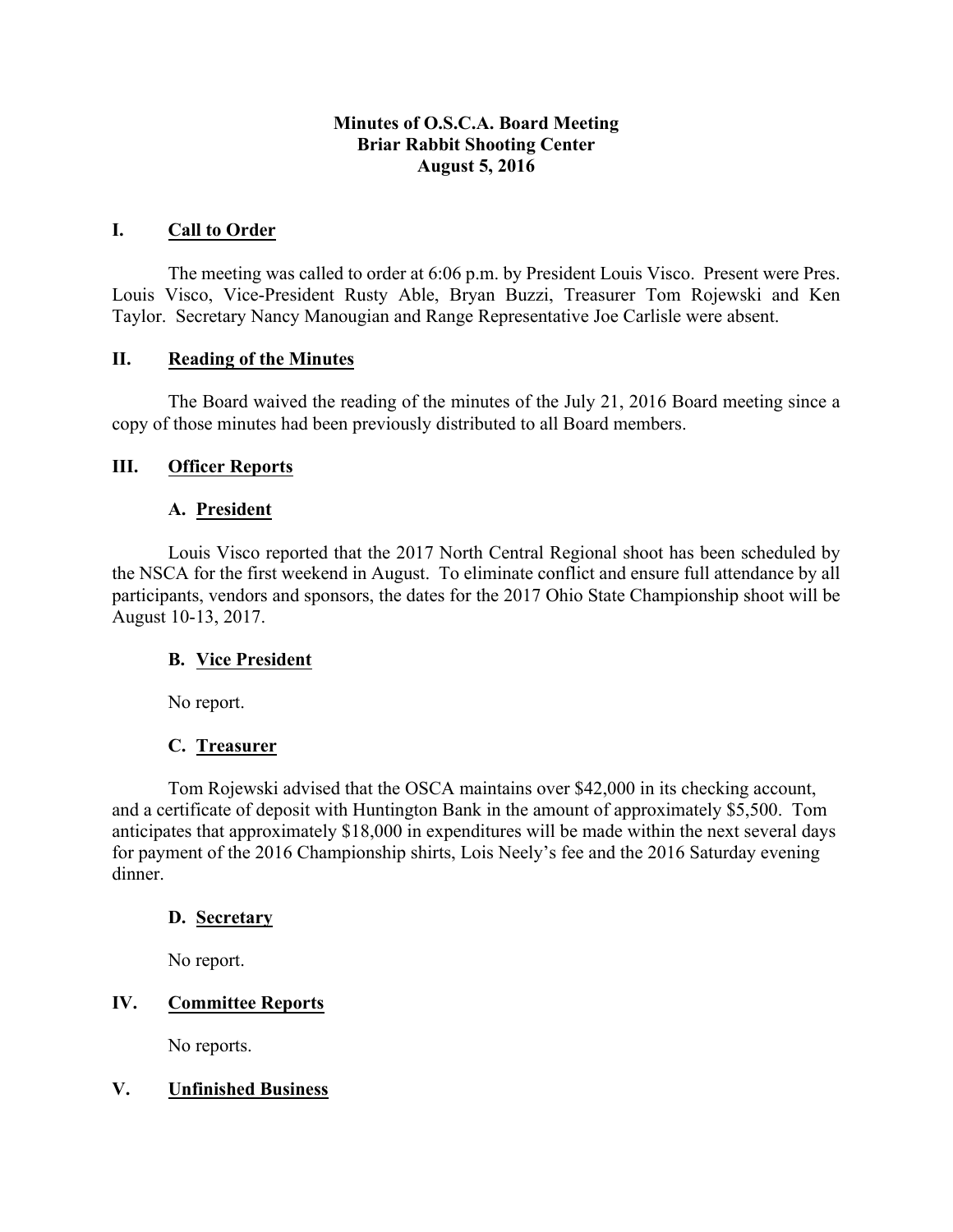# Minutes of O.S.C.A. Board Meeting
## Briar Rabbit Shooting Center
## August 5, 2016

## I. Call to Order

The meeting was called to order at 6:06 p.m. by President Louis Visco. Present were Pres. Louis Visco, Vice-President Rusty Able, Bryan Buzzi, Treasurer Tom Rojewski and Ken Taylor. Secretary Nancy Manougian and Range Representative Joe Carlisle were absent.

## II. Reading of the Minutes

The Board waived the reading of the minutes of the July 21, 2016 Board meeting since a copy of those minutes had been previously distributed to all Board members.

## III. Officer Reports

### A. President

Louis Visco reported that the 2017 North Central Regional shoot has been scheduled by the NSCA for the first weekend in August. To eliminate conflict and ensure full attendance by all participants, vendors and sponsors, the dates for the 2017 Ohio State Championship shoot will be August 10-13, 2017.

### B. Vice President

No report.

### C. Treasurer

Tom Rojewski advised that the OSCA maintains over $42,000 in its checking account, and a certificate of deposit with Huntington Bank in the amount of approximately $5,500. Tom anticipates that approximately $18,000 in expenditures will be made within the next several days for payment of the 2016 Championship shirts, Lois Neely's fee and the 2016 Saturday evening dinner.

### D. Secretary

No report.

## IV. Committee Reports

No reports.

## V. Unfinished Business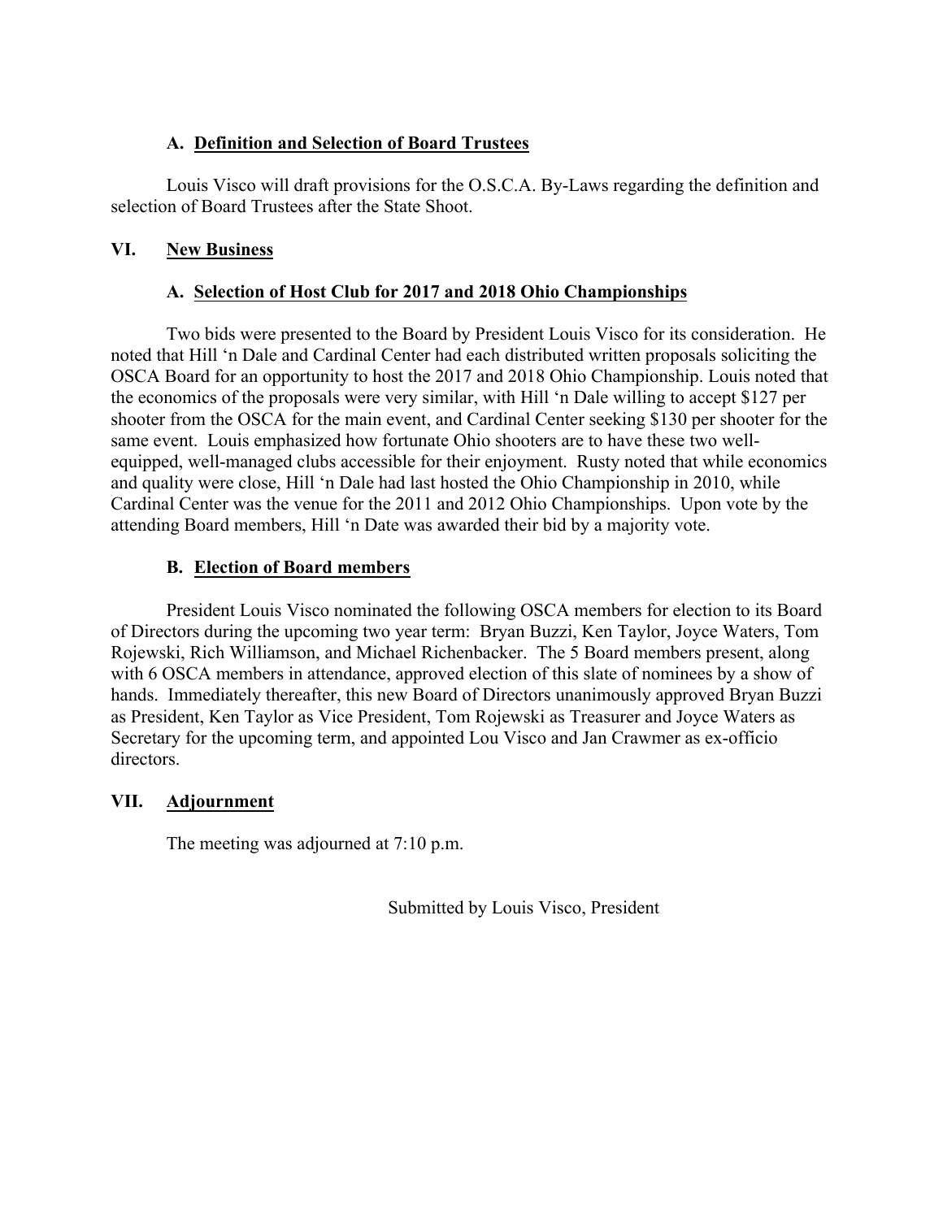### A. Definition and Selection of Board Trustees

Louis Visco will draft provisions for the O.S.C.A. By-Laws regarding the definition and selection of Board Trustees after the State Shoot.

## VI. New Business

### A. Selection of Host Club for 2017 and 2018 Ohio Championships

Two bids were presented to the Board by President Louis Visco for its consideration. He noted that Hill 'n Dale and Cardinal Center had each distributed written proposals soliciting the OSCA Board for an opportunity to host the 2017 and 2018 Ohio Championship. Louis noted that the economics of the proposals were very similar, with Hill 'n Dale willing to accept $127 per shooter from the OSCA for the main event, and Cardinal Center seeking $130 per shooter for the same event. Louis emphasized how fortunate Ohio shooters are to have these two well-equipped, well-managed clubs accessible for their enjoyment. Rusty noted that while economics and quality were close, Hill 'n Dale had last hosted the Ohio Championship in 2010, while Cardinal Center was the venue for the 2011 and 2012 Ohio Championships. Upon vote by the attending Board members, Hill 'n Date was awarded their bid by a majority vote.

### B. Election of Board members

President Louis Visco nominated the following OSCA members for election to its Board of Directors during the upcoming two year term: Bryan Buzzi, Ken Taylor, Joyce Waters, Tom Rojewski, Rich Williamson, and Michael Richenbacker. The 5 Board members present, along with 6 OSCA members in attendance, approved election of this slate of nominees by a show of hands. Immediately thereafter, this new Board of Directors unanimously approved Bryan Buzzi as President, Ken Taylor as Vice President, Tom Rojewski as Treasurer and Joyce Waters as Secretary for the upcoming term, and appointed Lou Visco and Jan Crawmer as ex-officio directors.

## VII. Adjournment

The meeting was adjourned at 7:10 p.m.

Submitted by Louis Visco, President